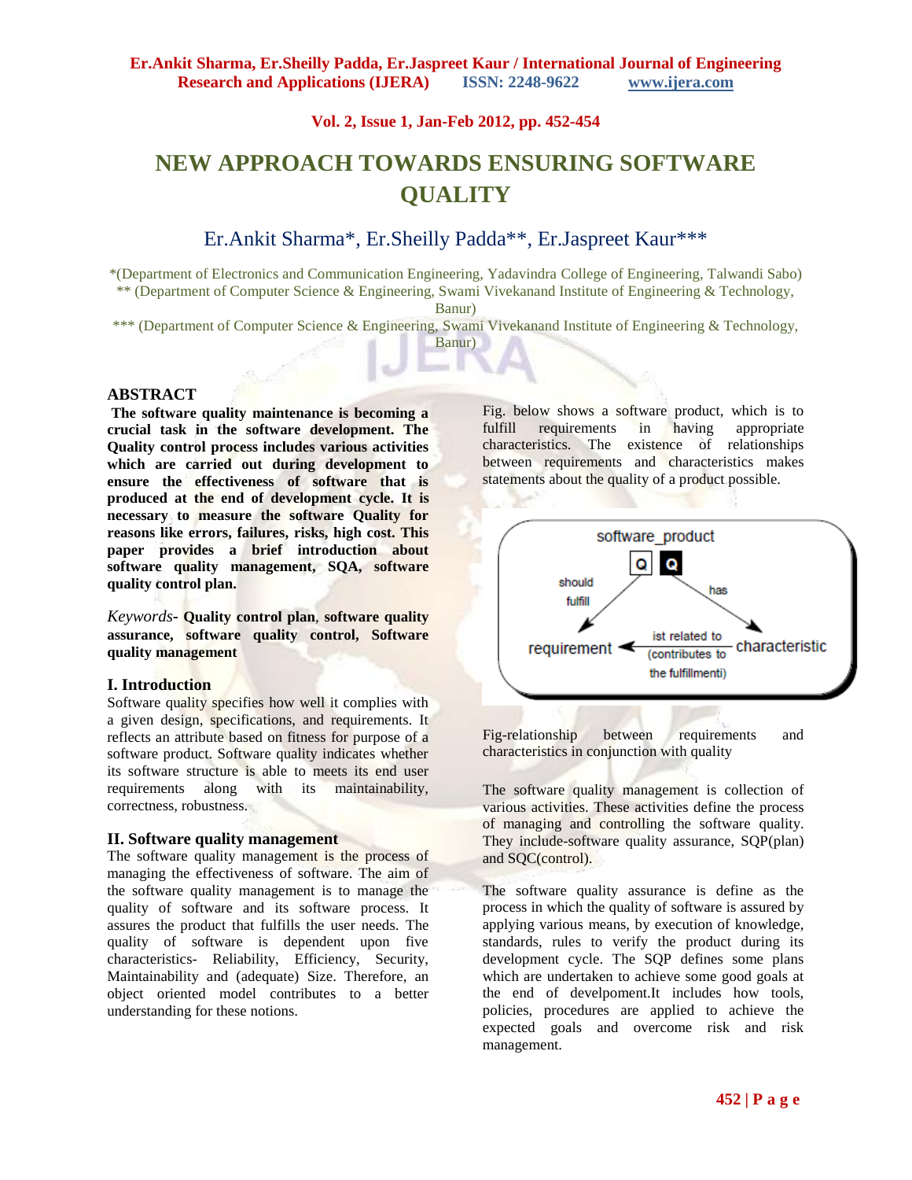# NEW APPROACH TOWARDS ENSURING SOFTWARE QUALITY

Er.Ankit Sharma*, Er.Sheilly Padda**, Er.Jaspreet Kaur***

*(Department of Electronics and Communication Engineering, Yadavindra College of Engineering, Talwandi Sabo)
** (Department of Computer Science & Engineering, Swami Vivekanand Institute of Engineering & Technology, Banur)
*** (Department of Computer Science & Engineering, Swami Vivekanand Institute of Engineering & Technology, Banur)

## ABSTRACT

**The software quality maintenance is becoming a crucial task in the software development. The Quality control process includes various activities which are carried out during development to ensure the effectiveness of software that is produced at the end of development cycle. It is necessary to measure the software Quality for reasons like errors, failures, risks, high cost. This paper provides a brief introduction about software quality management, SQA, software quality control plan.**

*Keywords*- **Quality control plan**, **software quality assurance, software quality control, Software quality management**

## I. Introduction

Software quality specifies how well it complies with a given design, specifications, and requirements. It reflects an attribute based on fitness for purpose of a software product. Software quality indicates whether its software structure is able to meets its end user requirements along with its maintainability, correctness, robustness.

## II. Software quality management

The software quality management is the process of managing the effectiveness of software. The aim of the software quality management is to manage the quality of software and its software process. It assures the product that fulfills the user needs. The quality of software is dependent upon five characteristics- Reliability, Efficiency, Security, Maintainability and (adequate) Size. Therefore, an object oriented model contributes to a better understanding for these notions.

Fig. below shows a software product, which is to fulfill requirements in having appropriate characteristics. The existence of relationships between requirements and characteristics makes statements about the quality of a product possible.

Fig-relationship between requirements and characteristics in conjunction with quality

The software quality management is collection of various activities. These activities define the process of managing and controlling the software quality. They include-software quality assurance, SQP(plan) and SQC(control).

The software quality assurance is define as the process in which the quality of software is assured by applying various means, by execution of knowledge, standards, rules to verify the product during its development cycle. The SQP defines some plans which are undertaken to achieve some good goals at the end of develpoment.It includes how tools, policies, procedures are applied to achieve the expected goals and overcome risk and risk management.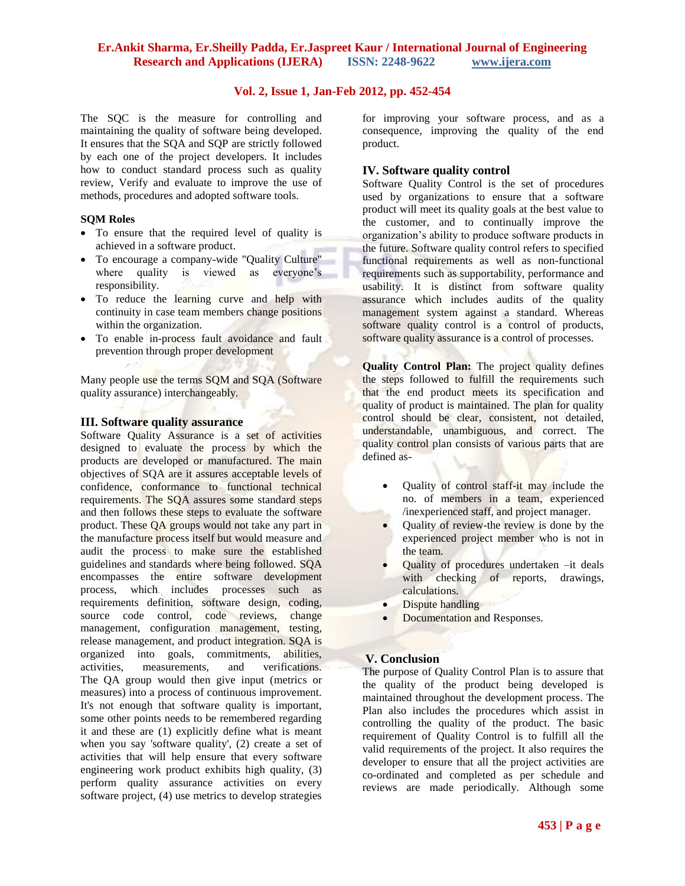The SQC is the measure for controlling and maintaining the quality of software being developed. It ensures that the SQA and SQP are strictly followed by each one of the project developers. It includes how to conduct standard process such as quality review, Verify and evaluate to improve the use of methods, procedures and adopted software tools.

**SQM Roles**

- To ensure that the required level of quality is achieved in a software product.
- To encourage a company-wide "Quality Culture" where quality is viewed as everyone's responsibility.
- To reduce the learning curve and help with continuity in case team members change positions within the organization.
- To enable in-process fault avoidance and fault prevention through proper development

Many people use the terms SQM and SQA (Software quality assurance) interchangeably.

## III. Software quality assurance

Software Quality Assurance is a set of activities designed to evaluate the process by which the products are developed or manufactured. The main objectives of SQA are it assures acceptable levels of confidence, conformance to functional technical requirements. The SQA assures some standard steps and then follows these steps to evaluate the software product. These QA groups would not take any part in the manufacture process itself but would measure and audit the process to make sure the established guidelines and standards where being followed. SQA encompasses the entire software development process, which includes processes such as requirements definition, software design, coding, source code control, code reviews, change management, configuration management, testing, release management, and product integration. SQA is organized into goals, commitments, abilities, activities, measurements, and verifications. The QA group would then give input (metrics or measures) into a process of continuous improvement. It's not enough that software quality is important, some other points needs to be remembered regarding it and these are (1) explicitly define what is meant when you say 'software quality', (2) create a set of activities that will help ensure that every software engineering work product exhibits high quality, (3) perform quality assurance activities on every software project, (4) use metrics to develop strategies for improving your software process, and as a consequence, improving the quality of the end product.

## IV. Software quality control

Software Quality Control is the set of procedures used by organizations to ensure that a software product will meet its quality goals at the best value to the customer, and to continually improve the organization's ability to produce software products in the future. Software quality control refers to specified functional requirements as well as non-functional requirements such as supportability, performance and usability. It is distinct from software quality assurance which includes audits of the quality management system against a standard. Whereas software quality control is a control of products, software quality assurance is a control of processes.

**Quality Control Plan:** The project quality defines the steps followed to fulfill the requirements such that the end product meets its specification and quality of product is maintained. The plan for quality control should be clear, consistent, not detailed, understandable, unambiguous, and correct. The quality control plan consists of various parts that are defined as-

- Quality of control staff-it may include the no. of members in a team, experienced /inexperienced staff, and project manager.
- Quality of review-the review is done by the experienced project member who is not in the team.
- Quality of procedures undertaken –it deals with checking of reports, drawings, calculations.
- Dispute handling
- Documentation and Responses.

## V. Conclusion

The purpose of Quality Control Plan is to assure that the quality of the product being developed is maintained throughout the development process. The Plan also includes the procedures which assist in controlling the quality of the product. The basic requirement of Quality Control is to fulfill all the valid requirements of the project. It also requires the developer to ensure that all the project activities are co-ordinated and completed as per schedule and reviews are made periodically. Although some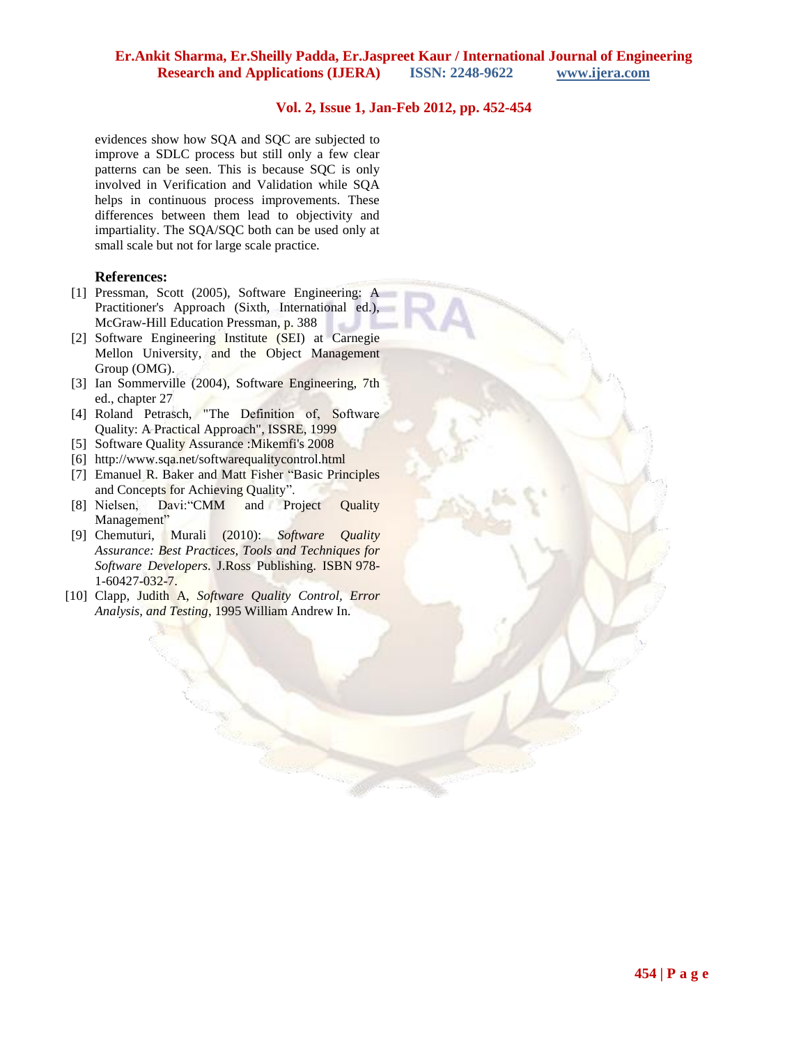evidences show how SQA and SQC are subjected to improve a SDLC process but still only a few clear patterns can be seen. This is because SQC is only involved in Verification and Validation while SQA helps in continuous process improvements. These differences between them lead to objectivity and impartiality. The SQA/SQC both can be used only at small scale but not for large scale practice.

## References:

[1] Pressman, Scott (2005), Software Engineering: A Practitioner's Approach (Sixth, International ed.), McGraw-Hill Education Pressman, p. 388

[2] Software Engineering Institute (SEI) at Carnegie Mellon University, and the Object Management Group (OMG).

[3] Ian Sommerville (2004), Software Engineering, 7th ed., chapter 27

[4] Roland Petrasch, "The Definition of, Software Quality: A Practical Approach", ISSRE, 1999

[5] Software Quality Assurance :Mikemfi's 2008

[6] http://www.sqa.net/softwarequalitycontrol.html

[7] Emanuel R. Baker and Matt Fisher "Basic Principles and Concepts for Achieving Quality".

[8] Nielsen, Davi:"CMM and Project Quality Management"

[9] Chemuturi, Murali (2010): *Software Quality Assurance: Best Practices, Tools and Techniques for Software Developers.* J.Ross Publishing. ISBN 978-1-60427-032-7.

[10] Clapp, Judith A, *Software Quality Control, Error Analysis, and Testing*, 1995 William Andrew In.